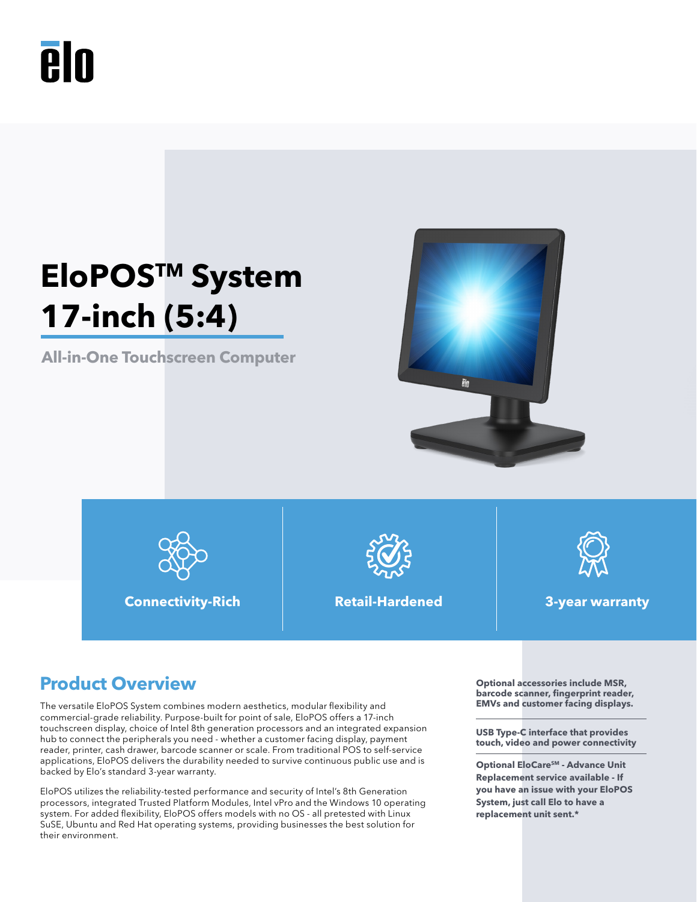# EloPOS™ System 17-inch (5:4)

**All-in-One Touchscreen Computer**

**Connectivity-Rich**

**Retail-Hardened**

**3-year warranty**

## Product Overview

The versatile EloPOS System combines modern aesthetics, modular flexibility and commercial-grade reliability. Purpose-built for point of sale, EloPOS offers a 17-inch touchscreen display, choice of Intel 8th generation processors and an integrated expansion hub to connect the peripherals you need - whether a customer facing display, payment reader, printer, cash drawer, barcode scanner or scale. From traditional POS to self-service applications, EloPOS delivers the durability needed to survive continuous public use and is backed by Elo's standard 3-year warranty.

EloPOS utilizes the reliability-tested performance and security of Intel's 8th Generation processors, integrated Trusted Platform Modules, Intel vPro and the Windows 10 operating system. For added flexibility, EloPOS offers models with no OS - all pretested with Linux SuSE, Ubuntu and Red Hat operating systems, providing businesses the best solution for their environment.

**Optional accessories include MSR, barcode scanner, fingerprint reader, EMVs and customer facing displays.**

**USB Type-C interface that provides touch, video and power connectivity**

**Optional EloCare℠ - Advance Unit Replacement service available - If you have an issue with your EloPOS System, just call Elo to have a replacement unit sent.***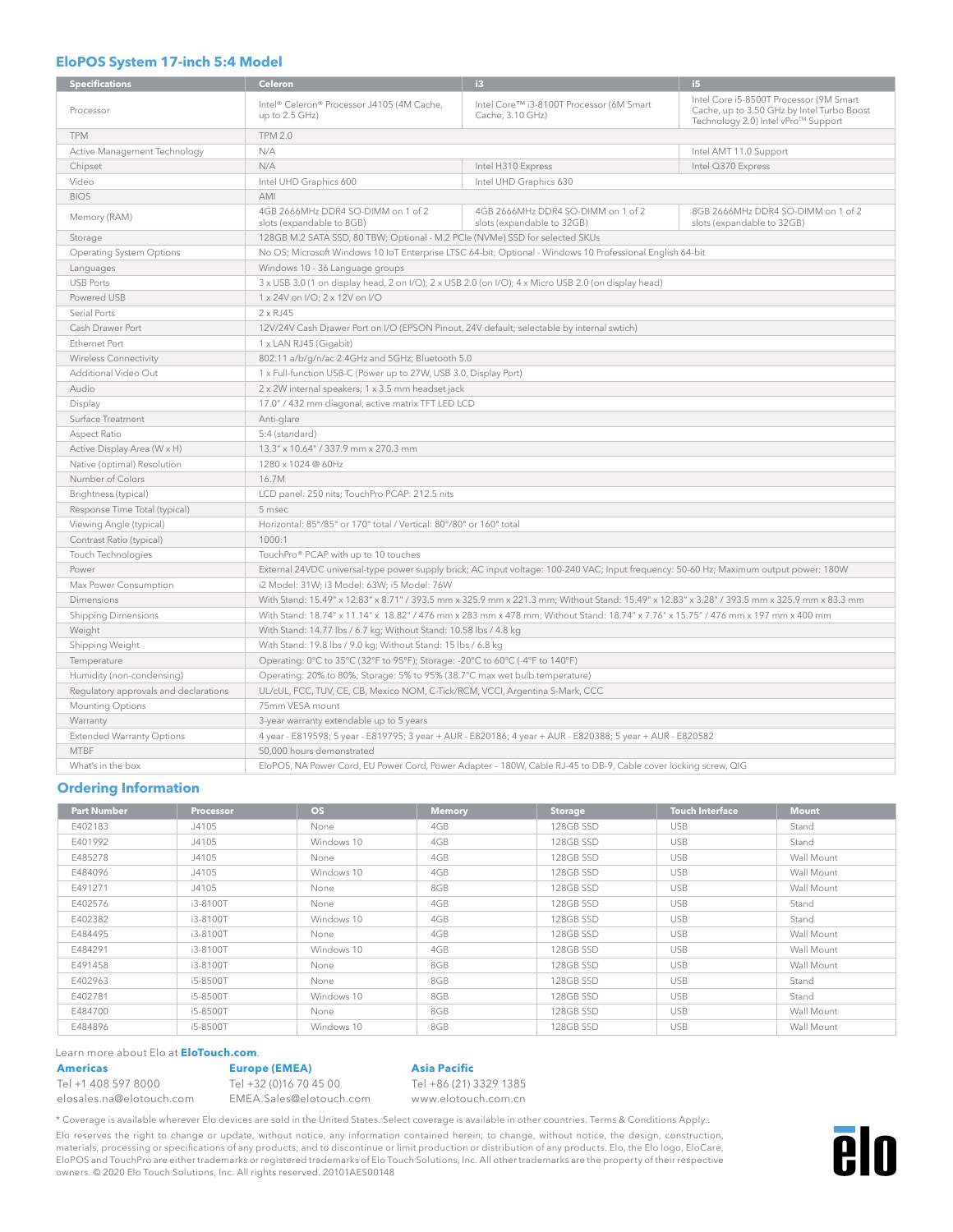## EloPOS System 17-inch 5:4 Model

| Specifications | Celeron | i3 | i5 |
|---|---|---|---|
| Processor | Intel® Celeron® Processor J4105 (4M Cache, up to 2.5 GHz) | Intel Core™ i3-8100T Processor (6M Smart Cache, 3.10 GHz) | Intel Core i5-8500T Processor (9M Smart Cache, up to 3.50 GHz by Intel Turbo Boost Technology 2.0) Intel vPro™ Support |
| TPM | TPM 2.0 | | |
| Active Management Technology | N/A | | Intel AMT 11.0 Support |
| Chipset | N/A | Intel H310 Express | Intel Q370 Express |
| Video | Intel UHD Graphics 600 | Intel UHD Graphics 630 | |
| BIOS | AMI | | |
| Memory (RAM) | 4GB 2666MHz DDR4 SO-DIMM on 1 of 2 slots (expandable to 8GB) | 4GB 2666MHz DDR4 SO-DIMM on 1 of 2 slots (expandable to 32GB) | 8GB 2666MHz DDR4 SO-DIMM on 1 of 2 slots (expandable to 32GB) |
| Storage | 128GB M.2 SATA SSD, 80 TBW; Optional - M.2 PCIe (NVMe) SSD for selected SKUs | | |
| Operating System Options | No OS; Microsoft Windows 10 IoT Enterprise LTSC 64-bit; Optional - Windows 10 Professional English 64-bit | | |
| Languages | Windows 10 - 36 Language groups | | |
| USB Ports | 3 x USB 3.0 (1 on display head, 2 on I/O); 2 x USB 2.0 (on I/O); 4 x Micro USB 2.0 (on display head) | | |
| Powered USB | 1 x 24V on I/O; 2 x 12V on I/O | | |
| Serial Ports | 2 x RJ45 | | |
| Cash Drawer Port | 12V/24V Cash Drawer Port on I/O (EPSON Pinout, 24V default; selectable by internal swtich) | | |
| Ethernet Port | 1 x LAN RJ45 (Gigabit) | | |
| Wireless Connectivity | 802.11 a/b/g/n/ac 2.4GHz and 5GHz; Bluetooth 5.0 | | |
| Additional Video Out | 1 x Full-function USB-C (Power up to 27W, USB 3.0, Display Port) | | |
| Audio | 2 x 2W internal speakers; 1 x 3.5 mm headset jack | | |
| Display | 17.0" / 432 mm diagonal, active matrix TFT LED LCD | | |
| Surface Treatment | Anti-glare | | |
| Aspect Ratio | 5:4 (standard) | | |
| Active Display Area (W x H) | 13.3" x 10.64" / 337.9 mm x 270.3 mm | | |
| Native (optimal) Resolution | 1280 x 1024 @ 60Hz | | |
| Number of Colors | 16.7M | | |
| Brightness (typical) | LCD panel: 250 nits; TouchPro PCAP: 212.5 nits | | |
| Response Time Total (typical) | 5 msec | | |
| Viewing Angle (typical) | Horizontal: 85°/85° or 170° total / Vertical: 80°/80° or 160° total | | |
| Contrast Ratio (typical) | 1000:1 | | |
| Touch Technologies | TouchPro® PCAP with up to 10 touches | | |
| Power | External 24VDC universal-type power supply brick; AC input voltage: 100-240 VAC; Input frequency: 50-60 Hz; Maximum output power: 180W | | |
| Max Power Consumption | i2 Model: 31W; i3 Model: 63W; i5 Model: 76W | | |
| Dimensions | With Stand: 15.49" x 12.83" x 8.71" / 393.5 mm x 325.9 mm x 221.3 mm; Without Stand: 15.49" x 12.83" x 3.28" / 393.5 mm x 325.9 mm x 83.3 mm | | |
| Shipping Dimensions | With Stand: 18.74" x 11.14" x 18.82" / 476 mm x 283 mm x 478 mm; Without Stand: 18.74" x 7.76" x 15.75" / 476 mm x 197 mm x 400 mm | | |
| Weight | With Stand: 14.77 lbs / 6.7 kg; Without Stand: 10.58 lbs / 4.8 kg | | |
| Shipping Weight | With Stand: 19.8 lbs / 9.0 kg; Without Stand: 15 lbs / 6.8 kg | | |
| Temperature | Operating: 0°C to 35°C (32°F to 95°F); Storage: -20°C to 60°C (-4°F to 140°F) | | |
| Humidity (non-condensing) | Operating: 20% to 80%; Storage: 5% to 95% (38.7°C max wet bulb temperature) | | |
| Regulatory approvals and declarations | UL/cUL, FCC, TUV, CE, CB, Mexico NOM, C-Tick/RCM, VCCI, Argentina S-Mark, CCC | | |
| Mounting Options | 75mm VESA mount | | |
| Warranty | 3-year warranty extendable up to 5 years | | |
| Extended Warranty Options | 4 year - E819598; 5 year - E819795; 3 year + AUR - E820186; 4 year + AUR - E820388; 5 year + AUR - E820582 | | |
| MTBF | 50,000 hours demonstrated | | |
| What's in the box | EloPOS, NA Power Cord, EU Power Cord, Power Adapter – 180W, Cable RJ-45 to DB-9, Cable cover locking screw, QIG | | |

## Ordering Information

| Part Number | Processor | OS | Memory | Storage | Touch Interface | Mount |
|---|---|---|---|---|---|---|
| E402183 | J4105 | None | 4GB | 128GB SSD | USB | Stand |
| E401992 | J4105 | Windows 10 | 4GB | 128GB SSD | USB | Stand |
| E485278 | J4105 | None | 4GB | 128GB SSD | USB | Wall Mount |
| E484096 | J4105 | Windows 10 | 4GB | 128GB SSD | USB | Wall Mount |
| E491271 | J4105 | None | 8GB | 128GB SSD | USB | Wall Mount |
| E402576 | i3-8100T | None | 4GB | 128GB SSD | USB | Stand |
| E402382 | i3-8100T | Windows 10 | 4GB | 128GB SSD | USB | Stand |
| E484495 | i3-8100T | None | 4GB | 128GB SSD | USB | Wall Mount |
| E484291 | i3-8100T | Windows 10 | 4GB | 128GB SSD | USB | Wall Mount |
| E491458 | i3-8100T | None | 8GB | 128GB SSD | USB | Wall Mount |
| E402963 | i5-8500T | None | 8GB | 128GB SSD | USB | Stand |
| E402781 | i5-8500T | Windows 10 | 8GB | 128GB SSD | USB | Stand |
| E484700 | i5-8500T | None | 8GB | 128GB SSD | USB | Wall Mount |
| E484896 | i5-8500T | Windows 10 | 8GB | 128GB SSD | USB | Wall Mount |

Learn more about Elo at **EloTouch.com**.

**Americas**
Tel +1 408 597 8000
elosales.na@elotouch.com

**Europe (EMEA)**
Tel +32 (0)16 70 45 00
EMEA.Sales@elotouch.com

**Asia Pacific**
Tel +86 (21) 3329 1385
www.elotouch.com.cn

* Coverage is available wherever Elo devices are sold in the United States. Select coverage is available in other countries. Terms & Conditions Apply..

Elo reserves the right to change or update, without notice, any information contained herein; to change, without notice, the design, construction, materials, processing or specifications of any products; and to discontinue or limit production or distribution of any products. Elo, the Elo logo, EloCare, EloPOS and TouchPro are either trademarks or registered trademarks of Elo Touch Solutions, Inc. All other trademarks are the property of their respective owners. © 2020 Elo Touch Solutions, Inc. All rights reserved. 20101AES00148

elo